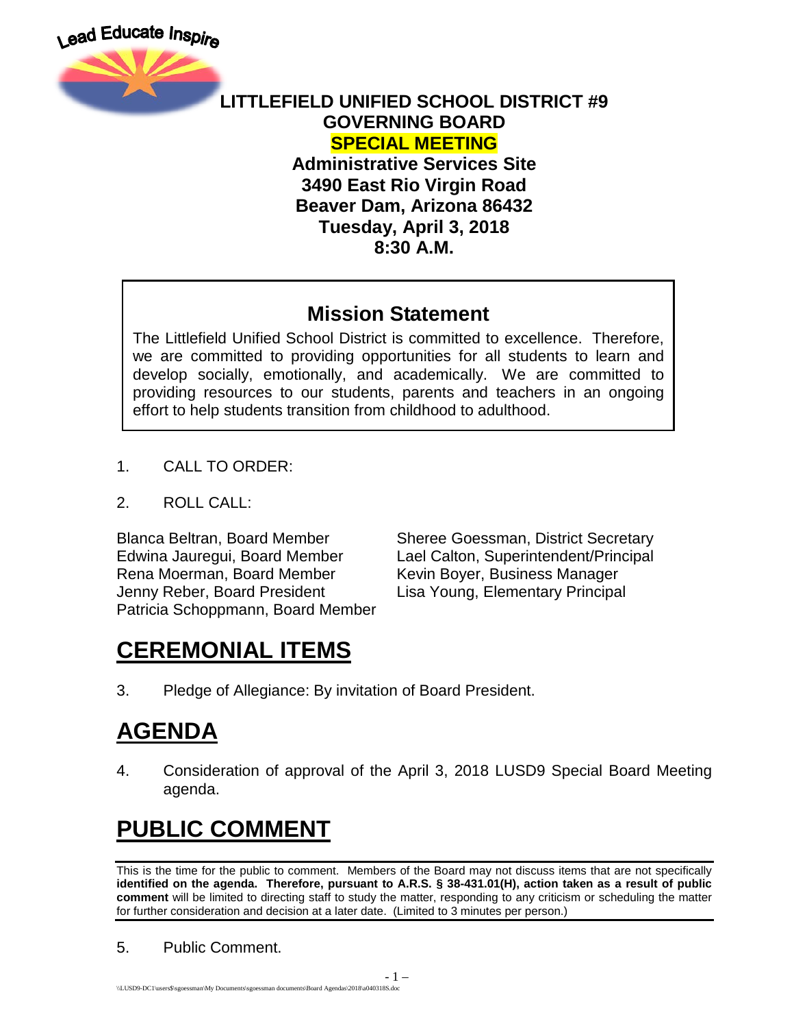Lead Educate Inspire

# LITTLEFIELD UNIFIED SCHOOL DISTRICT #9
# GOVERNING BOARD
# SPECIAL MEETING

**Administrative Services Site**
**3490 East Rio Virgin Road**
**Beaver Dam, Arizona 86432**
**Tuesday, April 3, 2018**
**8:30 A.M.**

## Mission Statement

The Littlefield Unified School District is committed to excellence. Therefore, we are committed to providing opportunities for all students to learn and develop socially, emotionally, and academically. We are committed to providing resources to our students, parents and teachers in an ongoing effort to help students transition from childhood to adulthood.

1. CALL TO ORDER:

2. ROLL CALL:

Blanca Beltran, Board Member
Edwina Jauregui, Board Member
Rena Moerman, Board Member
Jenny Reber, Board President
Patricia Schoppmann, Board Member

Sheree Goessman, District Secretary
Lael Calton, Superintendent/Principal
Kevin Boyer, Business Manager
Lisa Young, Elementary Principal

# CEREMONIAL ITEMS

3. Pledge of Allegiance: By invitation of Board President.

# AGENDA

4. Consideration of approval of the April 3, 2018 LUSD9 Special Board Meeting agenda.

# PUBLIC COMMENT

This is the time for the public to comment. Members of the Board may not discuss items that are not specifically **identified on the agenda. Therefore, pursuant to A.R.S. § 38-431.01(H), action taken as a result of public comment** will be limited to directing staff to study the matter, responding to any criticism or scheduling the matter for further consideration and decision at a later date. (Limited to 3 minutes per person.)

5. Public Comment.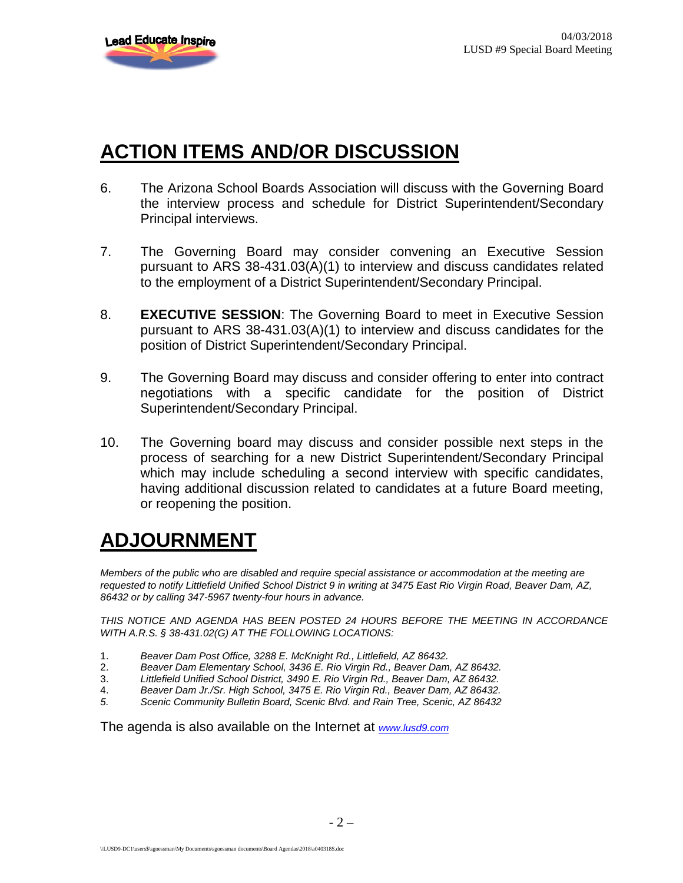# ACTION ITEMS AND/OR DISCUSSION

6. The Arizona School Boards Association will discuss with the Governing Board the interview process and schedule for District Superintendent/Secondary Principal interviews.

7. The Governing Board may consider convening an Executive Session pursuant to ARS 38-431.03(A)(1) to interview and discuss candidates related to the employment of a District Superintendent/Secondary Principal.

8. **EXECUTIVE SESSION**: The Governing Board to meet in Executive Session pursuant to ARS 38-431.03(A)(1) to interview and discuss candidates for the position of District Superintendent/Secondary Principal.

9. The Governing Board may discuss and consider offering to enter into contract negotiations with a specific candidate for the position of District Superintendent/Secondary Principal.

10. The Governing board may discuss and consider possible next steps in the process of searching for a new District Superintendent/Secondary Principal which may include scheduling a second interview with specific candidates, having additional discussion related to candidates at a future Board meeting, or reopening the position.

# ADJOURNMENT

*Members of the public who are disabled and require special assistance or accommodation at the meeting are requested to notify Littlefield Unified School District 9 in writing at 3475 East Rio Virgin Road, Beaver Dam, AZ, 86432 or by calling 347-5967 twenty-four hours in advance.*

*THIS NOTICE AND AGENDA HAS BEEN POSTED 24 HOURS BEFORE THE MEETING IN ACCORDANCE WITH A.R.S. § 38-431.02(G) AT THE FOLLOWING LOCATIONS:*

1. *Beaver Dam Post Office, 3288 E. McKnight Rd., Littlefield, AZ 86432.*
2. *Beaver Dam Elementary School, 3436 E. Rio Virgin Rd., Beaver Dam, AZ 86432.*
3. *Littlefield Unified School District, 3490 E. Rio Virgin Rd., Beaver Dam, AZ 86432.*
4. *Beaver Dam Jr./Sr. High School, 3475 E. Rio Virgin Rd., Beaver Dam, AZ 86432.*
5. *Scenic Community Bulletin Board, Scenic Blvd. and Rain Tree, Scenic, AZ 86432*

The agenda is also available on the Internet at *www.lusd9.com*